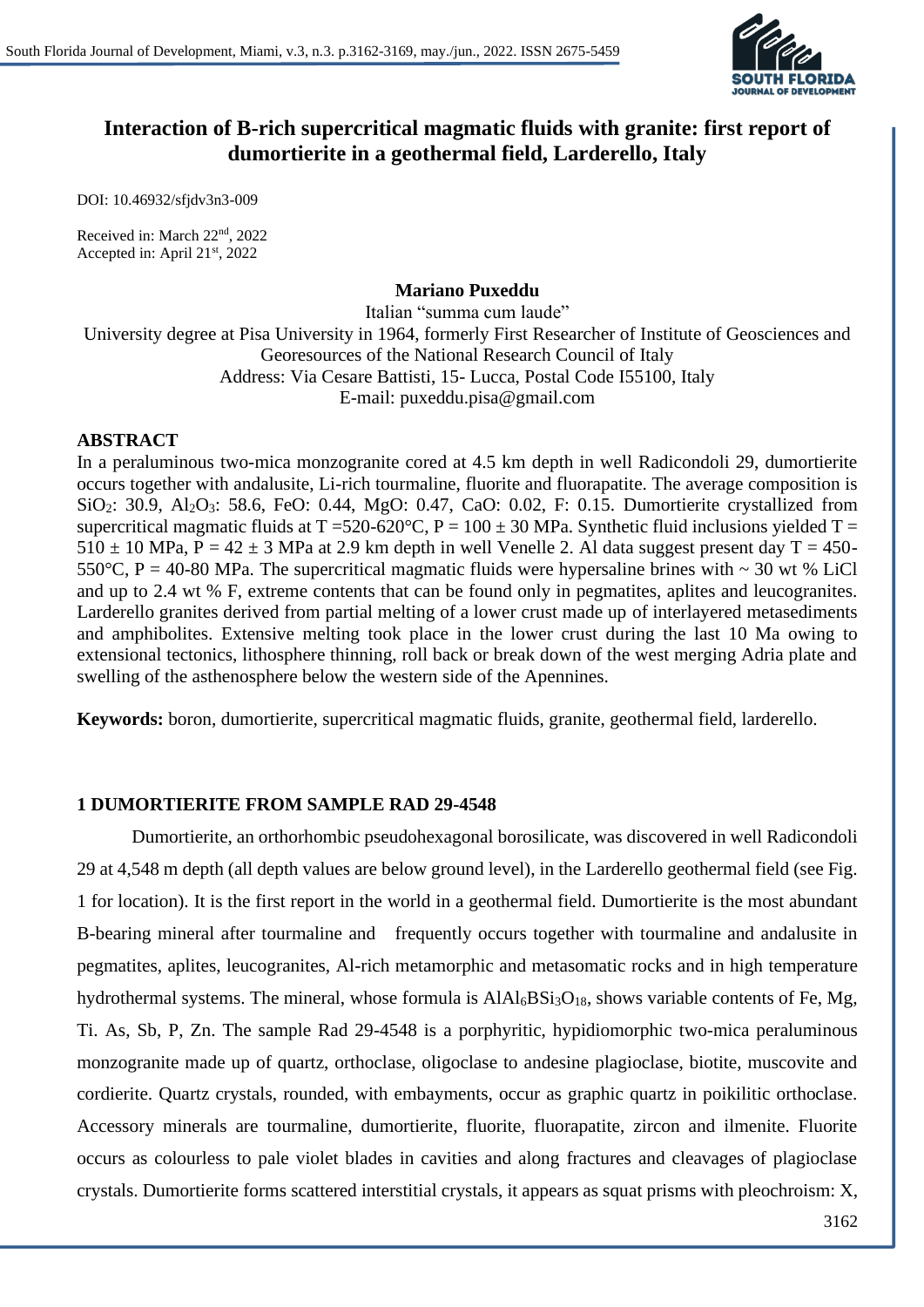# Interaction of B-rich supercritical magmatic fluids with granite: first report of dumortierite in a geothermal field, Larderello, Italy

DOI: 10.46932/sfjdv3n3-009

Received in: March 22nd, 2022
Accepted in: April 21st, 2022

**Mariano Puxeddu**

Italian "summa cum laude"
University degree at Pisa University in 1964, formerly First Researcher of Institute of Geosciences and Georesources of the National Research Council of Italy
Address: Via Cesare Battisti, 15- Lucca, Postal Code I55100, Italy
E-mail: puxeddu.pisa@gmail.com

## ABSTRACT

In a peraluminous two-mica monzogranite cored at 4.5 km depth in well Radicondoli 29, dumortierite occurs together with andalusite, Li-rich tourmaline, fluorite and fluorapatite. The average composition is $SiO_2$: 30.9, $Al_2O_3$: 58.6, FeO: 0.44, MgO: 0.47, CaO: 0.02, F: 0.15. Dumortierite crystallized from supercritical magmatic fluids at T =520-620°C, P = 100 ± 30 MPa. Synthetic fluid inclusions yielded T = 510 ± 10 MPa, P = 42 ± 3 MPa at 2.9 km depth in well Venelle 2. Al data suggest present day T = 450-550°C, P = 40-80 MPa. The supercritical magmatic fluids were hypersaline brines with ~ 30 wt % LiCl and up to 2.4 wt % F, extreme contents that can be found only in pegmatites, aplites and leucogranites. Larderello granites derived from partial melting of a lower crust made up of interlayered metasediments and amphibolites. Extensive melting took place in the lower crust during the last 10 Ma owing to extensional tectonics, lithosphere thinning, roll back or break down of the west merging Adria plate and swelling of the asthenosphere below the western side of the Apennines.

**Keywords:** boron, dumortierite, supercritical magmatic fluids, granite, geothermal field, larderello.

## 1 DUMORTIERITE FROM SAMPLE RAD 29-4548

Dumortierite, an orthorhombic pseudohexagonal borosilicate, was discovered in well Radicondoli 29 at 4,548 m depth (all depth values are below ground level), in the Larderello geothermal field (see Fig. 1 for location). It is the first report in the world in a geothermal field. Dumortierite is the most abundant B-bearing mineral after tourmaline and frequently occurs together with tourmaline and andalusite in pegmatites, aplites, leucogranites, Al-rich metamorphic and metasomatic rocks and in high temperature hydrothermal systems. The mineral, whose formula is $AlAl_6BSi_3O_{18}$, shows variable contents of Fe, Mg, Ti. As, Sb, P, Zn. The sample Rad 29-4548 is a porphyritic, hypidiomorphic two-mica peraluminous monzogranite made up of quartz, orthoclase, oligoclase to andesine plagioclase, biotite, muscovite and cordierite. Quartz crystals, rounded, with embayments, occur as graphic quartz in poikilitic orthoclase. Accessory minerals are tourmaline, dumortierite, fluorite, fluorapatite, zircon and ilmenite. Fluorite occurs as colourless to pale violet blades in cavities and along fractures and cleavages of plagioclase crystals. Dumortierite forms scattered interstitial crystals, it appears as squat prisms with pleochroism: X,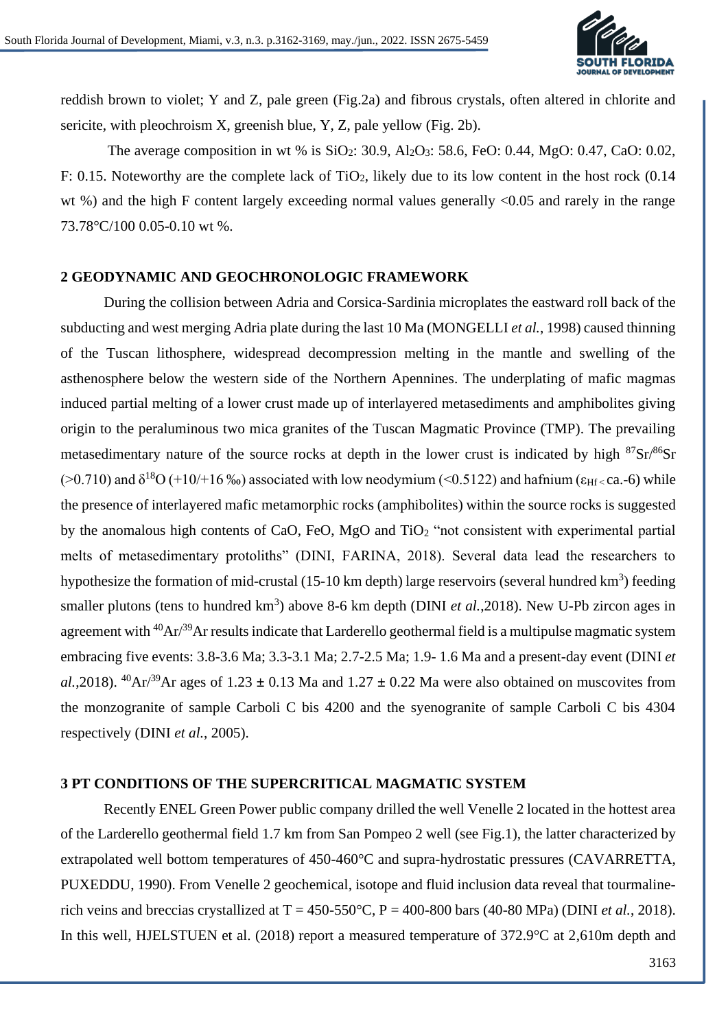reddish brown to violet; Y and Z, pale green (Fig.2a) and fibrous crystals, often altered in chlorite and sericite, with pleochroism X, greenish blue, Y, Z, pale yellow (Fig. 2b).

The average composition in wt % is $SiO_2$: 30.9, $Al_2O_3$: 58.6, FeO: 0.44, MgO: 0.47, CaO: 0.02, F: 0.15. Noteworthy are the complete lack of $TiO_2$, likely due to its low content in the host rock (0.14 wt %) and the high F content largely exceeding normal values generally <0.05 and rarely in the range 73.78°C/100 0.05-0.10 wt %.

## 2 GEODYNAMIC AND GEOCHRONOLOGIC FRAMEWORK

During the collision between Adria and Corsica-Sardinia microplates the eastward roll back of the subducting and west merging Adria plate during the last 10 Ma (MONGELLI *et al.*, 1998) caused thinning of the Tuscan lithosphere, widespread decompression melting in the mantle and swelling of the asthenosphere below the western side of the Northern Apennines. The underplating of mafic magmas induced partial melting of a lower crust made up of interlayered metasediments and amphibolites giving origin to the peraluminous two mica granites of the Tuscan Magmatic Province (TMP). The prevailing metasedimentary nature of the source rocks at depth in the lower crust is indicated by high $^{87}Sr/^{86}Sr$ (>0.710) and $\delta^{18}O$ (+10/+16 ‰) associated with low neodymium (<0.5122) and hafnium ($\varepsilon_{Hf<}$ ca.-6) while the presence of interlayered mafic metamorphic rocks (amphibolites) within the source rocks is suggested by the anomalous high contents of CaO, FeO, MgO and $TiO_2$ "not consistent with experimental partial melts of metasedimentary protoliths" (DINI, FARINA, 2018). Several data lead the researchers to hypothesize the formation of mid-crustal (15-10 km depth) large reservoirs (several hundred $km^3$) feeding smaller plutons (tens to hundred $km^3$) above 8-6 km depth (DINI *et al.*,2018). New U-Pb zircon ages in agreement with $^{40}Ar/^{39}Ar$ results indicate that Larderello geothermal field is a multipulse magmatic system embracing five events: 3.8-3.6 Ma; 3.3-3.1 Ma; 2.7-2.5 Ma; 1.9- 1.6 Ma and a present-day event (DINI *et al.*,2018). $^{40}Ar/^{39}Ar$ ages of 1.23 ± 0.13 Ma and 1.27 ± 0.22 Ma were also obtained on muscovites from the monzogranite of sample Carboli C bis 4200 and the syenogranite of sample Carboli C bis 4304 respectively (DINI *et al.*, 2005).

## 3 PT CONDITIONS OF THE SUPERCRITICAL MAGMATIC SYSTEM

Recently ENEL Green Power public company drilled the well Venelle 2 located in the hottest area of the Larderello geothermal field 1.7 km from San Pompeo 2 well (see Fig.1), the latter characterized by extrapolated well bottom temperatures of 450-460°C and supra-hydrostatic pressures (CAVARRETTA, PUXEDDU, 1990). From Venelle 2 geochemical, isotope and fluid inclusion data reveal that tourmaline-rich veins and breccias crystallized at T = 450-550°C, P = 400-800 bars (40-80 MPa) (DINI *et al.*, 2018). In this well, HJELSTUEN et al. (2018) report a measured temperature of 372.9°C at 2,610m depth and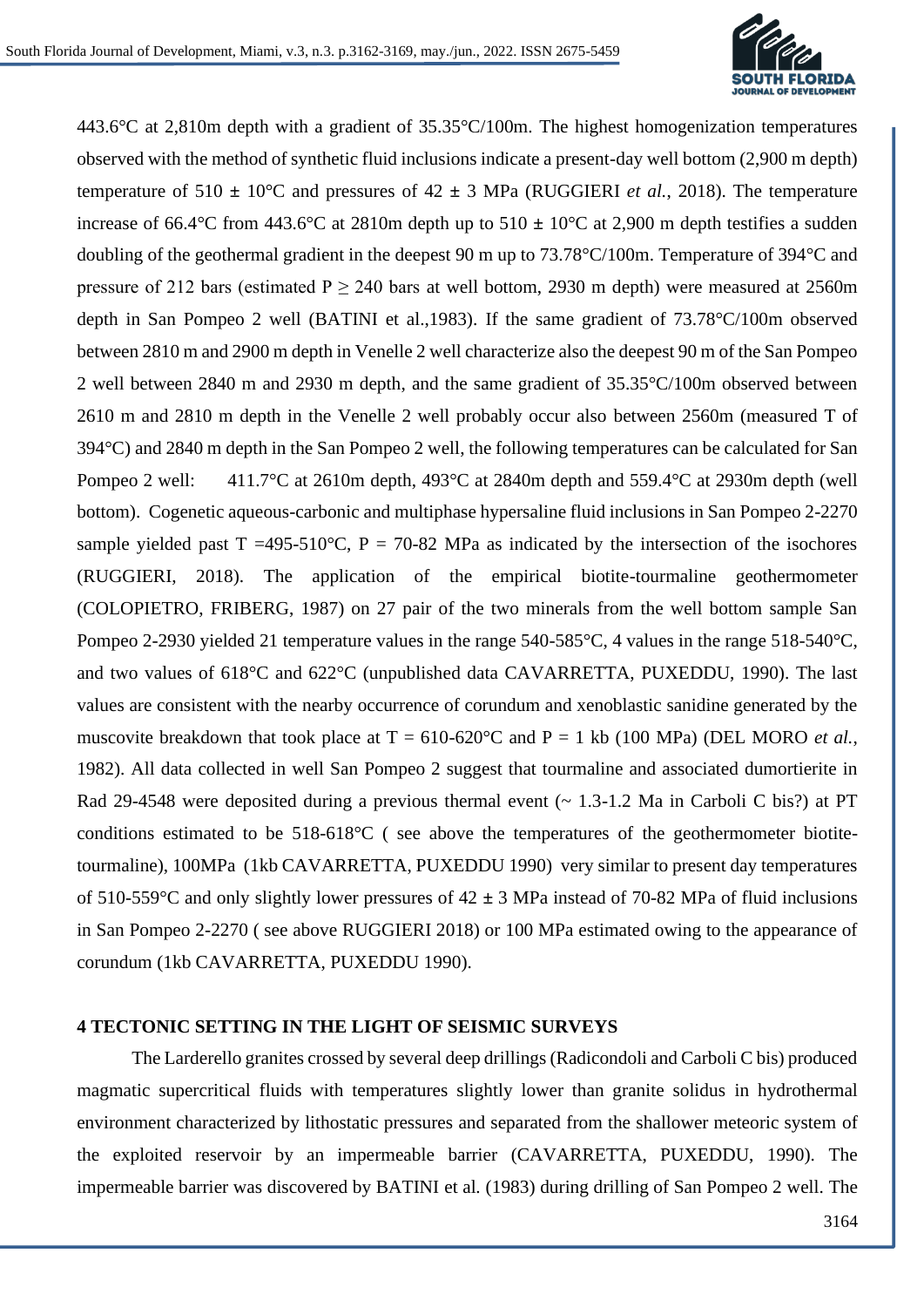443.6°C at 2,810m depth with a gradient of 35.35°C/100m. The highest homogenization temperatures observed with the method of synthetic fluid inclusions indicate a present-day well bottom (2,900 m depth) temperature of 510 ± 10°C and pressures of 42 ± 3 MPa (RUGGIERI *et al.*, 2018). The temperature increase of 66.4°C from 443.6°C at 2810m depth up to 510 ± 10°C at 2,900 m depth testifies a sudden doubling of the geothermal gradient in the deepest 90 m up to 73.78°C/100m. Temperature of 394°C and pressure of 212 bars (estimated P ≥ 240 bars at well bottom, 2930 m depth) were measured at 2560m depth in San Pompeo 2 well (BATINI et al.,1983). If the same gradient of 73.78°C/100m observed between 2810 m and 2900 m depth in Venelle 2 well characterize also the deepest 90 m of the San Pompeo 2 well between 2840 m and 2930 m depth, and the same gradient of 35.35°C/100m observed between 2610 m and 2810 m depth in the Venelle 2 well probably occur also between 2560m (measured T of 394°C) and 2840 m depth in the San Pompeo 2 well, the following temperatures can be calculated for San Pompeo 2 well: 411.7°C at 2610m depth, 493°C at 2840m depth and 559.4°C at 2930m depth (well bottom). Cogenetic aqueous-carbonic and multiphase hypersaline fluid inclusions in San Pompeo 2-2270 sample yielded past T =495-510°C, P = 70-82 MPa as indicated by the intersection of the isochores (RUGGIERI, 2018). The application of the empirical biotite-tourmaline geothermometer (COLOPIETRO, FRIBERG, 1987) on 27 pair of the two minerals from the well bottom sample San Pompeo 2-2930 yielded 21 temperature values in the range 540-585°C, 4 values in the range 518-540°C, and two values of 618°C and 622°C (unpublished data CAVARRETTA, PUXEDDU, 1990). The last values are consistent with the nearby occurrence of corundum and xenoblastic sanidine generated by the muscovite breakdown that took place at T = 610-620°C and P = 1 kb (100 MPa) (DEL MORO *et al.*, 1982). All data collected in well San Pompeo 2 suggest that tourmaline and associated dumortierite in Rad 29-4548 were deposited during a previous thermal event (~ 1.3-1.2 Ma in Carboli C bis?) at PT conditions estimated to be 518-618°C ( see above the temperatures of the geothermometer biotite-tourmaline), 100MPa (1kb CAVARRETTA, PUXEDDU 1990) very similar to present day temperatures of 510-559°C and only slightly lower pressures of 42 ± 3 MPa instead of 70-82 MPa of fluid inclusions in San Pompeo 2-2270 ( see above RUGGIERI 2018) or 100 MPa estimated owing to the appearance of corundum (1kb CAVARRETTA, PUXEDDU 1990).

## 4 TECTONIC SETTING IN THE LIGHT OF SEISMIC SURVEYS

The Larderello granites crossed by several deep drillings (Radicondoli and Carboli C bis) produced magmatic supercritical fluids with temperatures slightly lower than granite solidus in hydrothermal environment characterized by lithostatic pressures and separated from the shallower meteoric system of the exploited reservoir by an impermeable barrier (CAVARRETTA, PUXEDDU, 1990). The impermeable barrier was discovered by BATINI et al. (1983) during drilling of San Pompeo 2 well. The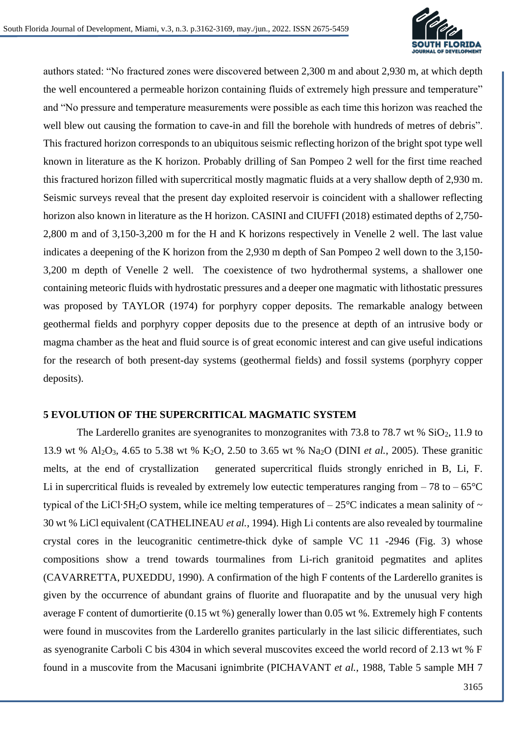authors stated: “No fractured zones were discovered between 2,300 m and about 2,930 m, at which depth the well encountered a permeable horizon containing fluids of extremely high pressure and temperature” and “No pressure and temperature measurements were possible as each time this horizon was reached the well blew out causing the formation to cave-in and fill the borehole with hundreds of metres of debris”. This fractured horizon corresponds to an ubiquitous seismic reflecting horizon of the bright spot type well known in literature as the K horizon. Probably drilling of San Pompeo 2 well for the first time reached this fractured horizon filled with supercritical mostly magmatic fluids at a very shallow depth of 2,930 m. Seismic surveys reveal that the present day exploited reservoir is coincident with a shallower reflecting horizon also known in literature as the H horizon. CASINI and CIUFFI (2018) estimated depths of 2,750-2,800 m and of 3,150-3,200 m for the H and K horizons respectively in Venelle 2 well. The last value indicates a deepening of the K horizon from the 2,930 m depth of San Pompeo 2 well down to the 3,150-3,200 m depth of Venelle 2 well. The coexistence of two hydrothermal systems, a shallower one containing meteoric fluids with hydrostatic pressures and a deeper one magmatic with lithostatic pressures was proposed by TAYLOR (1974) for porphyry copper deposits. The remarkable analogy between geothermal fields and porphyry copper deposits due to the presence at depth of an intrusive body or magma chamber as the heat and fluid source is of great economic interest and can give useful indications for the research of both present-day systems (geothermal fields) and fossil systems (porphyry copper deposits).

## 5 EVOLUTION OF THE SUPERCRITICAL MAGMATIC SYSTEM

The Larderello granites are syenogranites to monzogranites with 73.8 to 78.7 wt % $SiO_2$, 11.9 to 13.9 wt % $Al_2O_3$, 4.65 to 5.38 wt % $K_2O$, 2.50 to 3.65 wt % $Na_2O$ (DINI *et al.*, 2005). These granitic melts, at the end of crystallization generated supercritical fluids strongly enriched in B, Li, F. Li in supercritical fluids is revealed by extremely low eutectic temperatures ranging from – 78 to – 65°C typical of the $LiCl{\cdot}5H_2O$ system, while ice melting temperatures of – 25°C indicates a mean salinity of ~ 30 wt % LiCl equivalent (CATHELINEAU *et al.*, 1994). High Li contents are also revealed by tourmaline crystal cores in the leucogranitic centimetre-thick dyke of sample VC 11 -2946 (Fig. 3) whose compositions show a trend towards tourmalines from Li-rich granitoid pegmatites and aplites (CAVARRETTA, PUXEDDU, 1990). A confirmation of the high F contents of the Larderello granites is given by the occurrence of abundant grains of fluorite and fluorapatite and by the unusual very high average F content of dumortierite (0.15 wt %) generally lower than 0.05 wt %. Extremely high F contents were found in muscovites from the Larderello granites particularly in the last silicic differentiates, such as syenogranite Carboli C bis 4304 in which several muscovites exceed the world record of 2.13 wt % F found in a muscovite from the Macusani ignimbrite (PICHAVANT *et al.*, 1988, Table 5 sample MH 7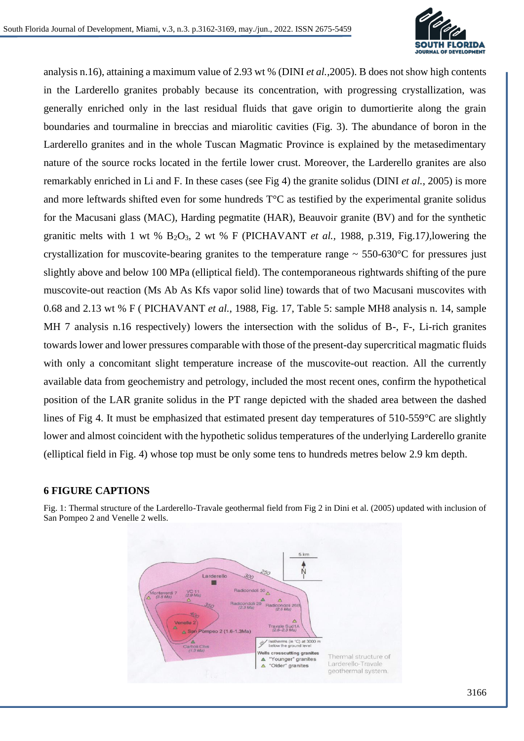analysis n.16), attaining a maximum value of 2.93 wt % (DINI *et al.*,2005). B does not show high contents in the Larderello granites probably because its concentration, with progressing crystallization, was generally enriched only in the last residual fluids that gave origin to dumortierite along the grain boundaries and tourmaline in breccias and miarolitic cavities (Fig. 3). The abundance of boron in the Larderello granites and in the whole Tuscan Magmatic Province is explained by the metasedimentary nature of the source rocks located in the fertile lower crust. Moreover, the Larderello granites are also remarkably enriched in Li and F. In these cases (see Fig 4) the granite solidus (DINI *et al.*, 2005) is more and more leftwards shifted even for some hundreds T°C as testified by the experimental granite solidus for the Macusani glass (MAC), Harding pegmatite (HAR), Beauvoir granite (BV) and for the synthetic granitic melts with 1 wt % $B_2O_3$, 2 wt % F (PICHAVANT *et al.*, 1988, p.319, Fig.17*)*,lowering the crystallization for muscovite-bearing granites to the temperature range ~ 550-630°C for pressures just slightly above and below 100 MPa (elliptical field). The contemporaneous rightwards shifting of the pure muscovite-out reaction (Ms Ab As Kfs vapor solid line) towards that of two Macusani muscovites with 0.68 and 2.13 wt % F ( PICHAVANT *et al.*, 1988, Fig. 17, Table 5: sample MH8 analysis n. 14, sample MH 7 analysis n.16 respectively) lowers the intersection with the solidus of B-, F-, Li-rich granites towards lower and lower pressures comparable with those of the present-day supercritical magmatic fluids with only a concomitant slight temperature increase of the muscovite-out reaction. All the currently available data from geochemistry and petrology, included the most recent ones, confirm the hypothetical position of the LAR granite solidus in the PT range depicted with the shaded area between the dashed lines of Fig 4. It must be emphasized that estimated present day temperatures of 510-559°C are slightly lower and almost coincident with the hypothetic solidus temperatures of the underlying Larderello granite (elliptical field in Fig. 4) whose top must be only some tens to hundreds metres below 2.9 km depth.

## 6 FIGURE CAPTIONS

Fig. 1: Thermal structure of the Larderello-Travale geothermal field from Fig 2 in Dini et al. (2005) updated with inclusion of San Pompeo 2 and Venelle 2 wells.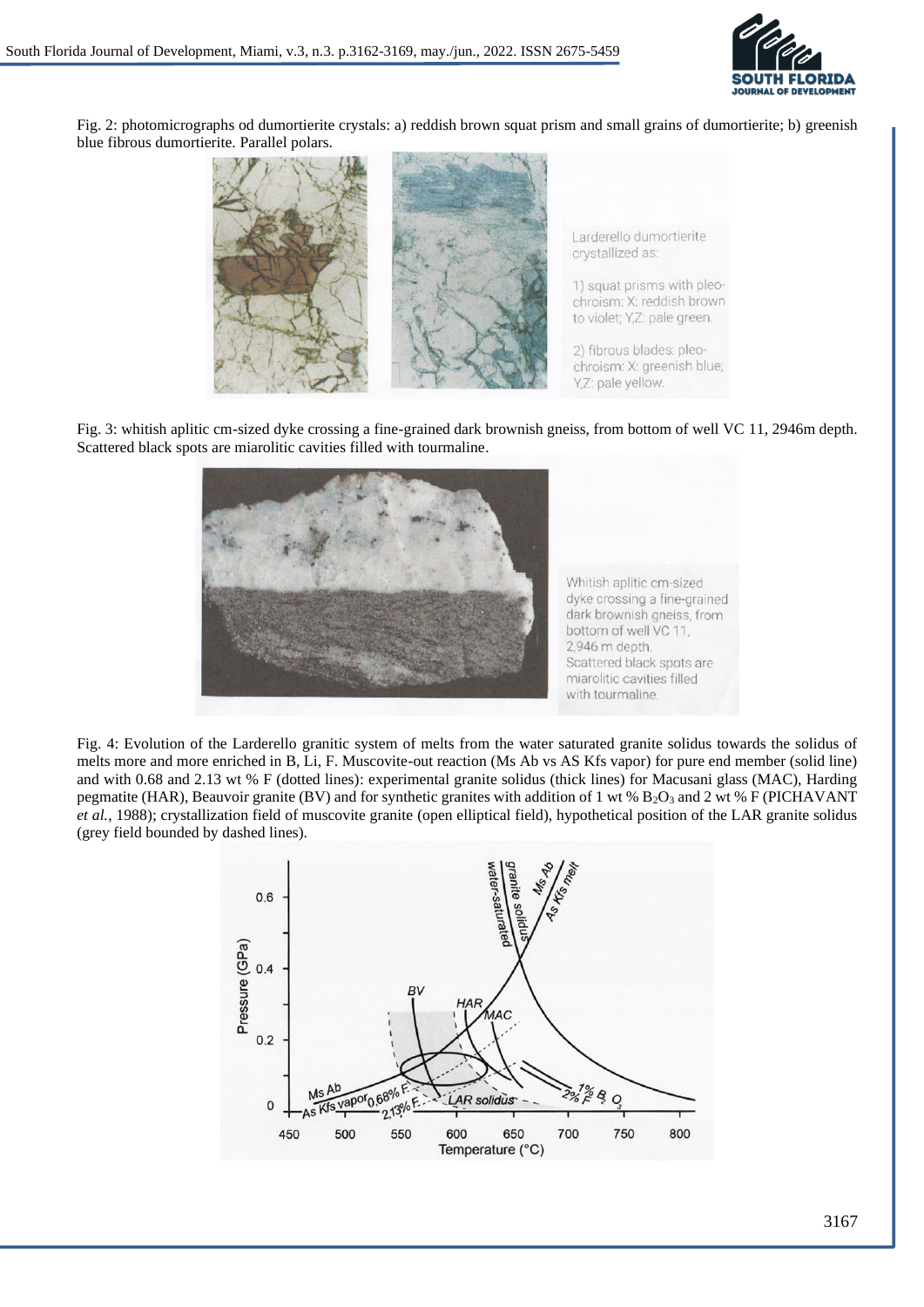Fig. 2: photomicrographs od dumortierite crystals: a) reddish brown squat prism and small grains of dumortierite; b) greenish blue fibrous dumortierite. Parallel polars.

Fig. 3: whitish aplitic cm-sized dyke crossing a fine-grained dark brownish gneiss, from bottom of well VC 11, 2946m depth. Scattered black spots are miarolitic cavities filled with tourmaline.

Fig. 4: Evolution of the Larderello granitic system of melts from the water saturated granite solidus towards the solidus of melts more and more enriched in B, Li, F. Muscovite-out reaction (Ms Ab vs AS Kfs vapor) for pure end member (solid line) and with 0.68 and 2.13 wt % F (dotted lines): experimental granite solidus (thick lines) for Macusani glass (MAC), Harding pegmatite (HAR), Beauvoir granite (BV) and for synthetic granites with addition of 1 wt % $B_2O_3$ and 2 wt % F (PICHAVANT *et al.*, 1988); crystallization field of muscovite granite (open elliptical field), hypothetical position of the LAR granite solidus (grey field bounded by dashed lines).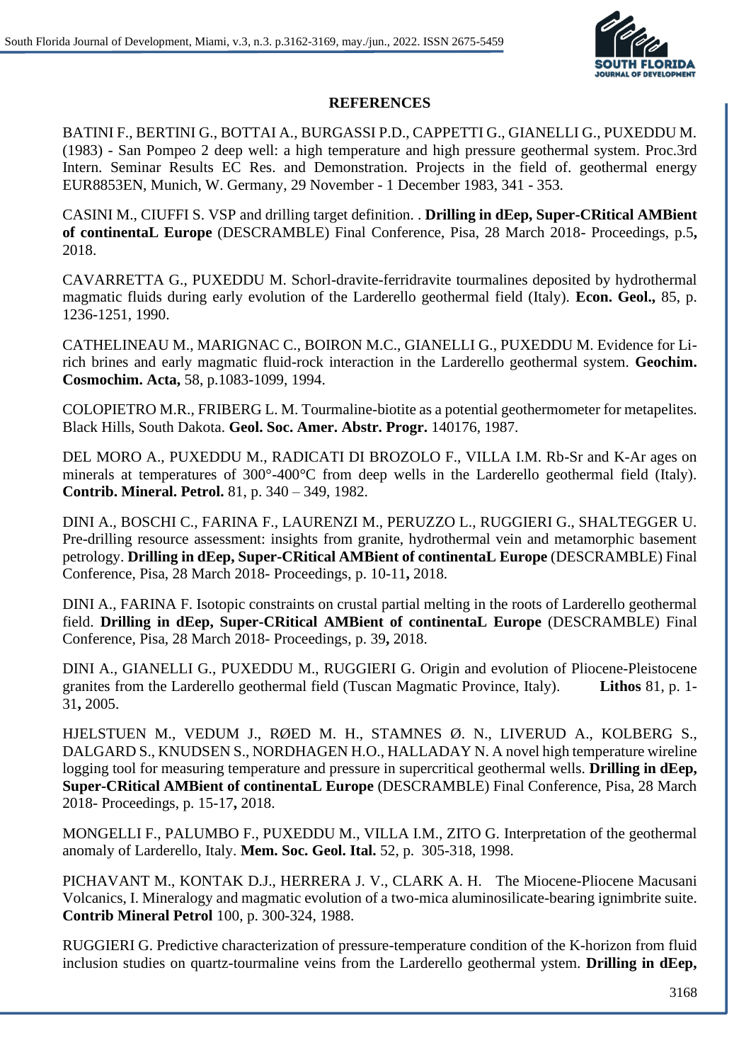**REFERENCES**

BATINI F., BERTINI G., BOTTAI A., BURGASSI P.D., CAPPETTI G., GIANELLI G., PUXEDDU M. (1983) - San Pompeo 2 deep well: a high temperature and high pressure geothermal system. Proc.3rd Intern. Seminar Results EC Res. and Demonstration. Projects in the field of. geothermal energy EUR8853EN, Munich, W. Germany, 29 November - 1 December 1983, 341 - 353.

CASINI M., CIUFFI S. VSP and drilling target definition. . **Drilling in dEep, Super-CRitical AMBient of continentaL Europe** (DESCRAMBLE) Final Conference, Pisa, 28 March 2018- Proceedings, p.5**,** 2018.

CAVARRETTA G., PUXEDDU M. Schorl-dravite-ferridravite tourmalines deposited by hydrothermal magmatic fluids during early evolution of the Larderello geothermal field (Italy). **Econ. Geol.,** 85, p. 1236-1251, 1990.

CATHELINEAU M., MARIGNAC C., BOIRON M.C., GIANELLI G., PUXEDDU M. Evidence for Li-rich brines and early magmatic fluid-rock interaction in the Larderello geothermal system. **Geochim. Cosmochim. Acta,** 58, p.1083-1099, 1994.

COLOPIETRO M.R., FRIBERG L. M. Tourmaline-biotite as a potential geothermometer for metapelites. Black Hills, South Dakota. **Geol. Soc. Amer. Abstr. Progr.** 140176, 1987.

DEL MORO A., PUXEDDU M., RADICATI DI BROZOLO F., VILLA I.M. Rb-Sr and K-Ar ages on minerals at temperatures of 300°-400°C from deep wells in the Larderello geothermal field (Italy). **Contrib. Mineral. Petrol.** 81, p. 340 – 349, 1982.

DINI A., BOSCHI C., FARINA F., LAURENZI M., PERUZZO L., RUGGIERI G., SHALTEGGER U. Pre-drilling resource assessment: insights from granite, hydrothermal vein and metamorphic basement petrology. **Drilling in dEep, Super-CRitical AMBient of continentaL Europe** (DESCRAMBLE) Final Conference, Pisa, 28 March 2018- Proceedings, p. 10-11**,** 2018.

DINI A., FARINA F. Isotopic constraints on crustal partial melting in the roots of Larderello geothermal field. **Drilling in dEep, Super-CRitical AMBient of continentaL Europe** (DESCRAMBLE) Final Conference, Pisa, 28 March 2018- Proceedings, p. 39**,** 2018.

DINI A., GIANELLI G., PUXEDDU M., RUGGIERI G. Origin and evolution of Pliocene-Pleistocene granites from the Larderello geothermal field (Tuscan Magmatic Province, Italy). **Lithos** 81, p. 1-31**,** 2005.

HJELSTUEN M., VEDUM J., RØED M. H., STAMNES Ø. N., LIVERUD A., KOLBERG S., DALGARD S., KNUDSEN S., NORDHAGEN H.O., HALLADAY N. A novel high temperature wireline logging tool for measuring temperature and pressure in supercritical geothermal wells. **Drilling in dEep, Super-CRitical AMBient of continentaL Europe** (DESCRAMBLE) Final Conference, Pisa, 28 March 2018- Proceedings, p. 15-17**,** 2018.

MONGELLI F., PALUMBO F., PUXEDDU M., VILLA I.M., ZITO G. Interpretation of the geothermal anomaly of Larderello, Italy. **Mem. Soc. Geol. Ital.** 52, p. 305-318, 1998.

PICHAVANT M., KONTAK D.J., HERRERA J. V., CLARK A. H. The Miocene-Pliocene Macusani Volcanics, I. Mineralogy and magmatic evolution of a two-mica aluminosilicate-bearing ignimbrite suite. **Contrib Mineral Petrol** 100, p. 300-324, 1988.

RUGGIERI G. Predictive characterization of pressure-temperature condition of the K-horizon from fluid inclusion studies on quartz-tourmaline veins from the Larderello geothermal ystem. **Drilling in dEep,**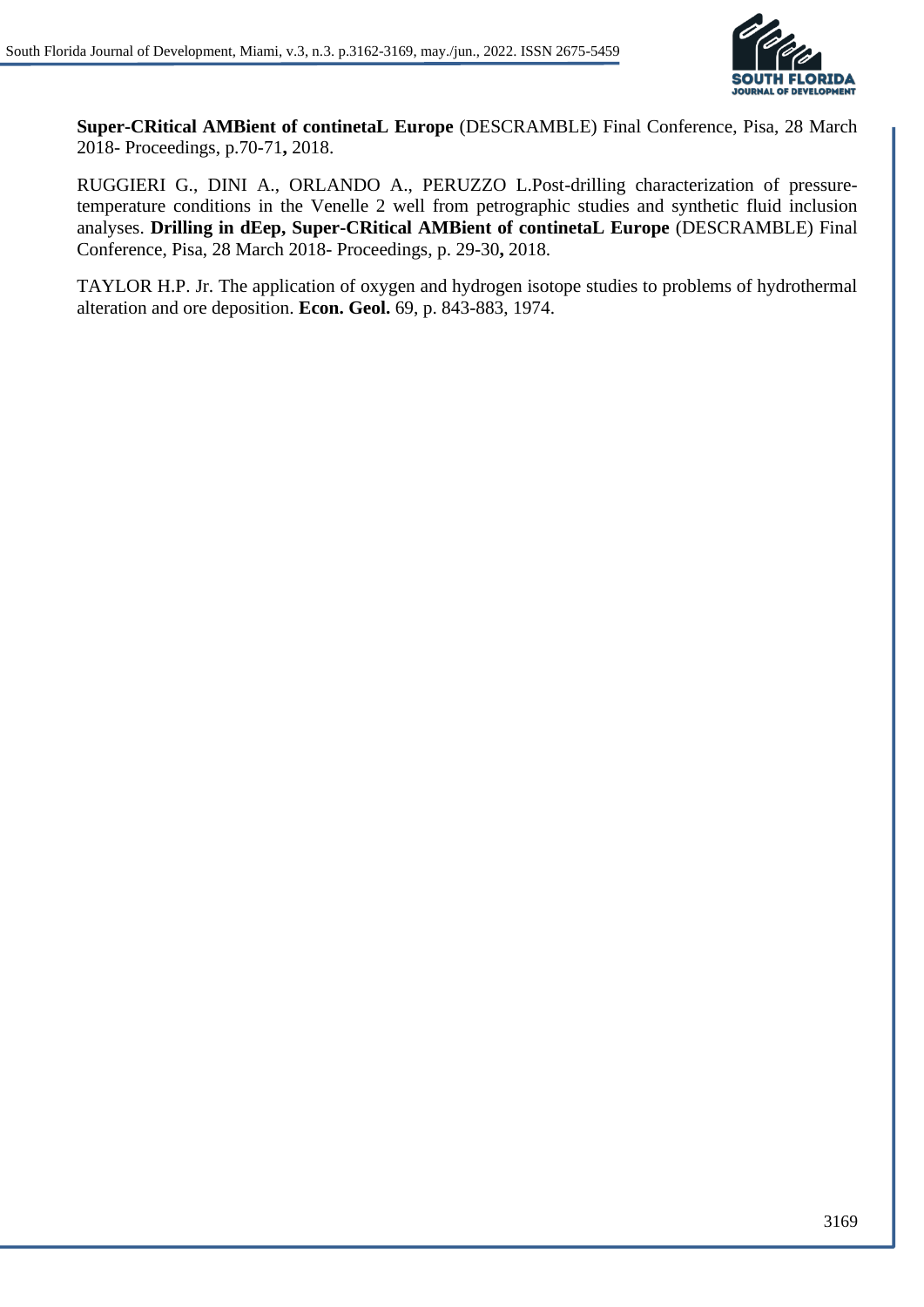**Super-CRitical AMBient of continetaL Europe** (DESCRAMBLE) Final Conference, Pisa, 28 March 2018- Proceedings, p.70-71**,** 2018.

RUGGIERI G., DINI A., ORLANDO A., PERUZZO L.Post-drilling characterization of pressure-temperature conditions in the Venelle 2 well from petrographic studies and synthetic fluid inclusion analyses. **Drilling in dEep, Super-CRitical AMBient of continetaL Europe** (DESCRAMBLE) Final Conference, Pisa, 28 March 2018- Proceedings, p. 29-30**,** 2018.

TAYLOR H.P. Jr. The application of oxygen and hydrogen isotope studies to problems of hydrothermal alteration and ore deposition. **Econ. Geol.** 69, p. 843-883, 1974.